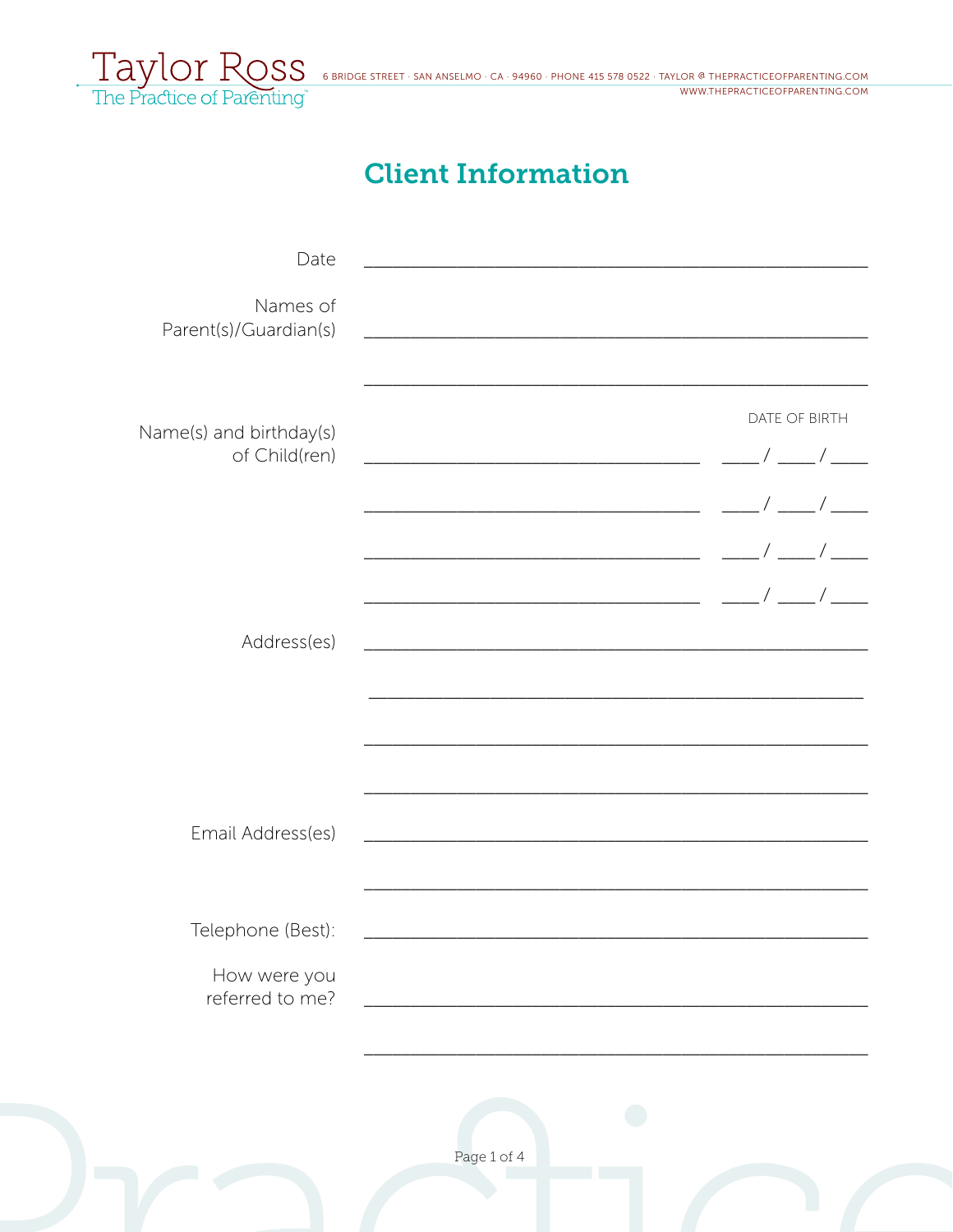Taylor Ross
The Practice of Parenting™

6 BRIDGE STREET · SAN ANSELMO · CA · 94960 · PHONE 415 578 0522 · TAYLOR @ THEPRACTICEOFPARENTING.COM
WWW.THEPRACTICEOFPARENTING.COM

# Client Information

Date ____________________________________________

Names of Parent(s)/Guardian(s) ____________________________________________

____________________________________________

Name(s) and birthday(s) of Child(ren)

| | DATE OF BIRTH |
|---|---|
| ______________________________ | ___ / ___ / ___ |
| ______________________________ | ___ / ___ / ___ |
| ______________________________ | ___ / ___ / ___ |
| ______________________________ | ___ / ___ / ___ |

Address(es) ____________________________________________

____________________________________________

____________________________________________

____________________________________________

Email Address(es) ____________________________________________

____________________________________________

Telephone (Best): ____________________________________________

How were you referred to me? ____________________________________________

____________________________________________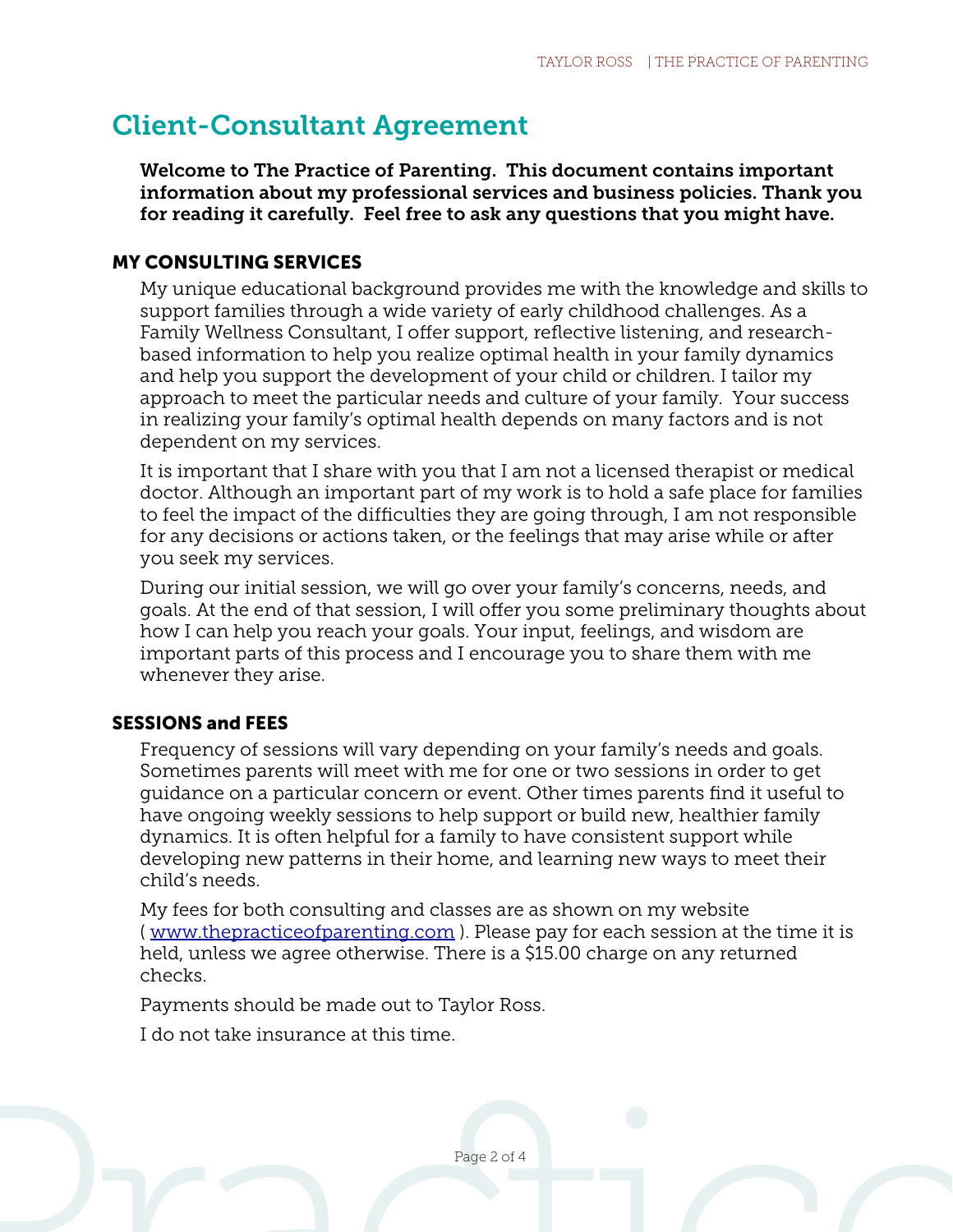# Client-Consultant Agreement

**Welcome to The Practice of Parenting. This document contains important information about my professional services and business policies. Thank you for reading it carefully. Feel free to ask any questions that you might have.**

## MY CONSULTING SERVICES

My unique educational background provides me with the knowledge and skills to support families through a wide variety of early childhood challenges. As a Family Wellness Consultant, I offer support, reflective listening, and research-based information to help you realize optimal health in your family dynamics and help you support the development of your child or children. I tailor my approach to meet the particular needs and culture of your family. Your success in realizing your family's optimal health depends on many factors and is not dependent on my services.

It is important that I share with you that I am not a licensed therapist or medical doctor. Although an important part of my work is to hold a safe place for families to feel the impact of the difficulties they are going through, I am not responsible for any decisions or actions taken, or the feelings that may arise while or after you seek my services.

During our initial session, we will go over your family's concerns, needs, and goals. At the end of that session, I will offer you some preliminary thoughts about how I can help you reach your goals. Your input, feelings, and wisdom are important parts of this process and I encourage you to share them with me whenever they arise.

## SESSIONS and FEES

Frequency of sessions will vary depending on your family's needs and goals. Sometimes parents will meet with me for one or two sessions in order to get guidance on a particular concern or event. Other times parents find it useful to have ongoing weekly sessions to help support or build new, healthier family dynamics. It is often helpful for a family to have consistent support while developing new patterns in their home, and learning new ways to meet their child's needs.

My fees for both consulting and classes are as shown on my website ( [www.thepracticeofparenting.com](http://www.thepracticeofparenting.com) ). Please pay for each session at the time it is held, unless we agree otherwise. There is a $15.00 charge on any returned checks.

Payments should be made out to Taylor Ross.

I do not take insurance at this time.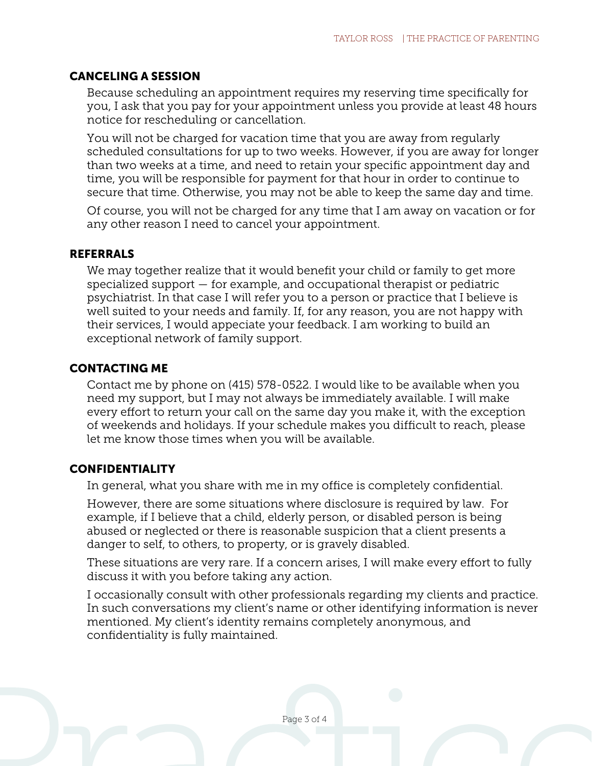## CANCELING A SESSION

Because scheduling an appointment requires my reserving time specifically for you, I ask that you pay for your appointment unless you provide at least 48 hours notice for rescheduling or cancellation.

You will not be charged for vacation time that you are away from regularly scheduled consultations for up to two weeks. However, if you are away for longer than two weeks at a time, and need to retain your specific appointment day and time, you will be responsible for payment for that hour in order to continue to secure that time. Otherwise, you may not be able to keep the same day and time.

Of course, you will not be charged for any time that I am away on vacation or for any other reason I need to cancel your appointment.

## REFERRALS

We may together realize that it would benefit your child or family to get more specialized support — for example, and occupational therapist or pediatric psychiatrist. In that case I will refer you to a person or practice that I believe is well suited to your needs and family. If, for any reason, you are not happy with their services, I would appeciate your feedback. I am working to build an exceptional network of family support.

## CONTACTING ME

Contact me by phone on (415) 578-0522. I would like to be available when you need my support, but I may not always be immediately available. I will make every effort to return your call on the same day you make it, with the exception of weekends and holidays. If your schedule makes you difficult to reach, please let me know those times when you will be available.

## CONFIDENTIALITY

In general, what you share with me in my office is completely confidential.

However, there are some situations where disclosure is required by law. For example, if I believe that a child, elderly person, or disabled person is being abused or neglected or there is reasonable suspicion that a client presents a danger to self, to others, to property, or is gravely disabled.

These situations are very rare. If a concern arises, I will make every effort to fully discuss it with you before taking any action.

I occasionally consult with other professionals regarding my clients and practice. In such conversations my client's name or other identifying information is never mentioned. My client's identity remains completely anonymous, and confidentiality is fully maintained.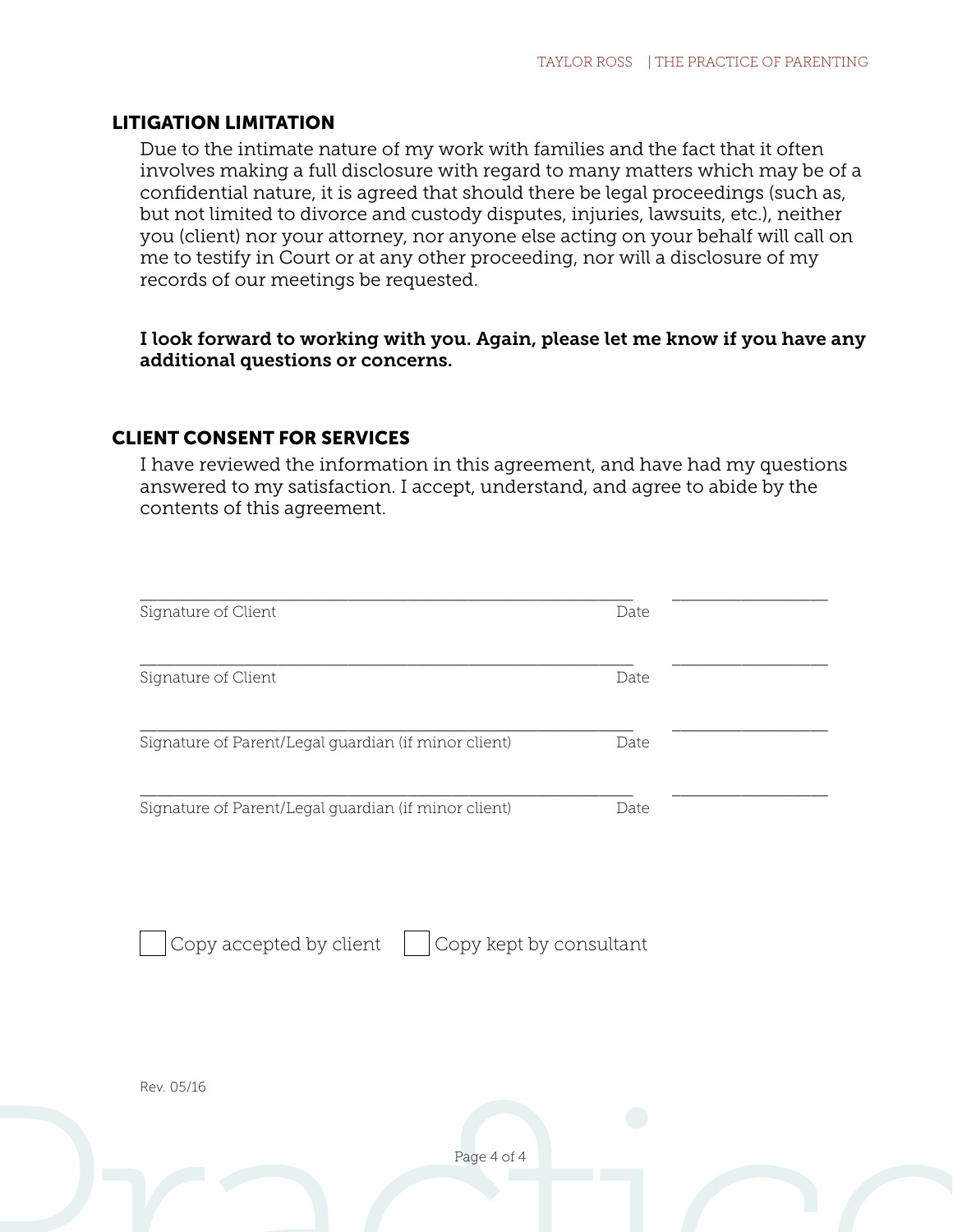## LITIGATION LIMITATION

Due to the intimate nature of my work with families and the fact that it often involves making a full disclosure with regard to many matters which may be of a confidential nature, it is agreed that should there be legal proceedings (such as, but not limited to divorce and custody disputes, injuries, lawsuits, etc.), neither you (client) nor your attorney, nor anyone else acting on your behalf will call on me to testify in Court or at any other proceeding, nor will a disclosure of my records of our meetings be requested.

**I look forward to working with you. Again, please let me know if you have any additional questions or concerns.**

## CLIENT CONSENT FOR SERVICES

I have reviewed the information in this agreement, and have had my questions answered to my satisfaction. I accept, understand, and agree to abide by the contents of this agreement.

\_\_\_\_\_\_\_\_\_\_\_\_\_\_\_\_\_\_\_\_\_\_\_\_\_\_\_\_\_\_\_\_\_\_\_\_\_\_\_\_\_\_\_\_ \_\_\_\_\_\_\_\_\_\_\_\_\_\_\_\_
Signature of Client Date

\_\_\_\_\_\_\_\_\_\_\_\_\_\_\_\_\_\_\_\_\_\_\_\_\_\_\_\_\_\_\_\_\_\_\_\_\_\_\_\_\_\_\_\_ \_\_\_\_\_\_\_\_\_\_\_\_\_\_\_\_
Signature of Client Date

\_\_\_\_\_\_\_\_\_\_\_\_\_\_\_\_\_\_\_\_\_\_\_\_\_\_\_\_\_\_\_\_\_\_\_\_\_\_\_\_\_\_\_\_ \_\_\_\_\_\_\_\_\_\_\_\_\_\_\_\_
Signature of Parent/Legal guardian (if minor client) Date

\_\_\_\_\_\_\_\_\_\_\_\_\_\_\_\_\_\_\_\_\_\_\_\_\_\_\_\_\_\_\_\_\_\_\_\_\_\_\_\_\_\_\_\_ \_\_\_\_\_\_\_\_\_\_\_\_\_\_\_\_
Signature of Parent/Legal guardian (if minor client) Date

☐ Copy accepted by client ☐ Copy kept by consultant

Rev. 05/16